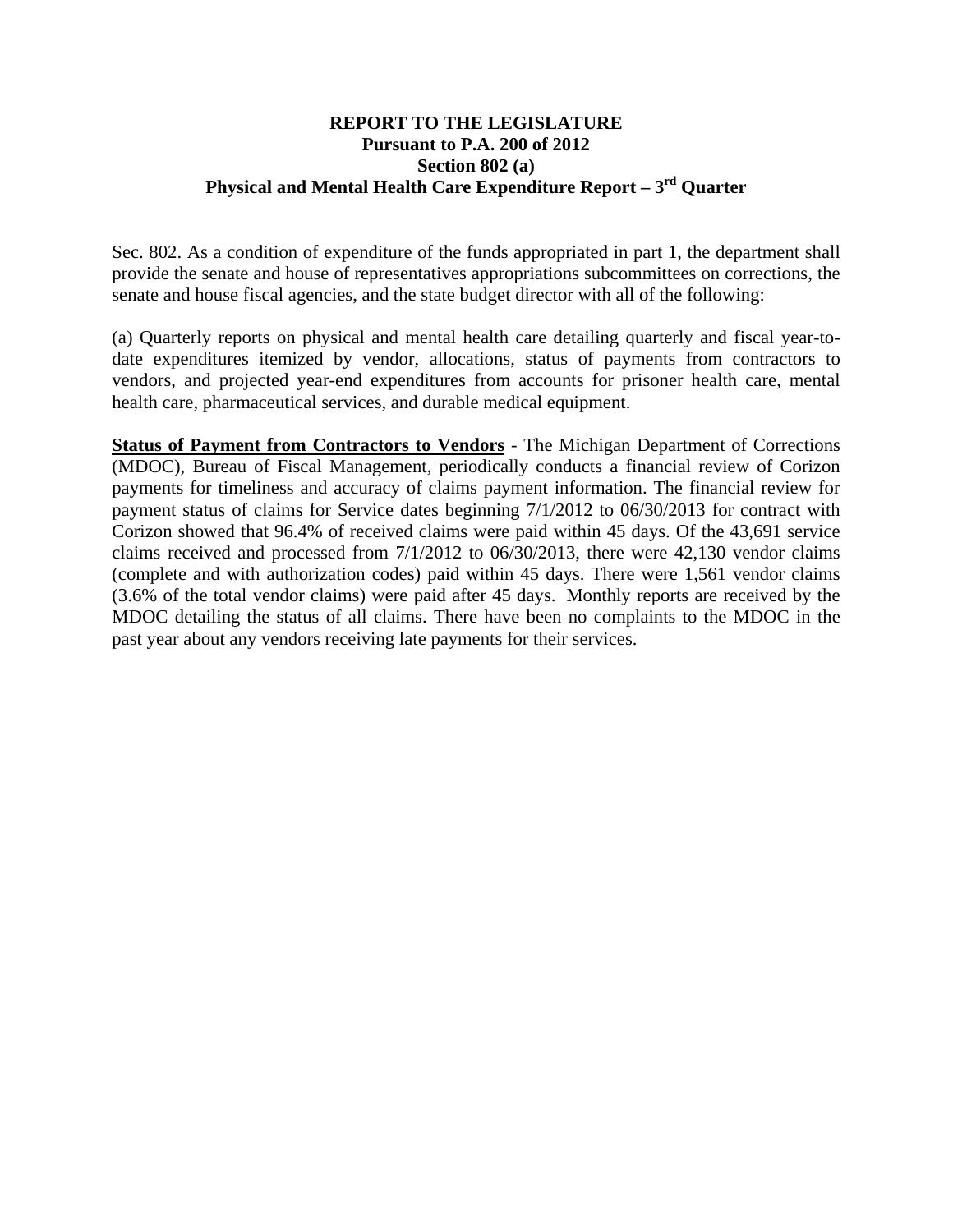# REPORT TO THE LEGISLATURE
## Pursuant to P.A. 200 of 2012
## Section 802 (a)
## Physical and Mental Health Care Expenditure Report – 3rd Quarter

Sec. 802. As a condition of expenditure of the funds appropriated in part 1, the department shall provide the senate and house of representatives appropriations subcommittees on corrections, the senate and house fiscal agencies, and the state budget director with all of the following:

(a) Quarterly reports on physical and mental health care detailing quarterly and fiscal year-to-date expenditures itemized by vendor, allocations, status of payments from contractors to vendors, and projected year-end expenditures from accounts for prisoner health care, mental health care, pharmaceutical services, and durable medical equipment.

**Status of Payment from Contractors to Vendors** - The Michigan Department of Corrections (MDOC), Bureau of Fiscal Management, periodically conducts a financial review of Corizon payments for timeliness and accuracy of claims payment information. The financial review for payment status of claims for Service dates beginning 7/1/2012 to 06/30/2013 for contract with Corizon showed that 96.4% of received claims were paid within 45 days. Of the 43,691 service claims received and processed from 7/1/2012 to 06/30/2013, there were 42,130 vendor claims (complete and with authorization codes) paid within 45 days. There were 1,561 vendor claims (3.6% of the total vendor claims) were paid after 45 days. Monthly reports are received by the MDOC detailing the status of all claims. There have been no complaints to the MDOC in the past year about any vendors receiving late payments for their services.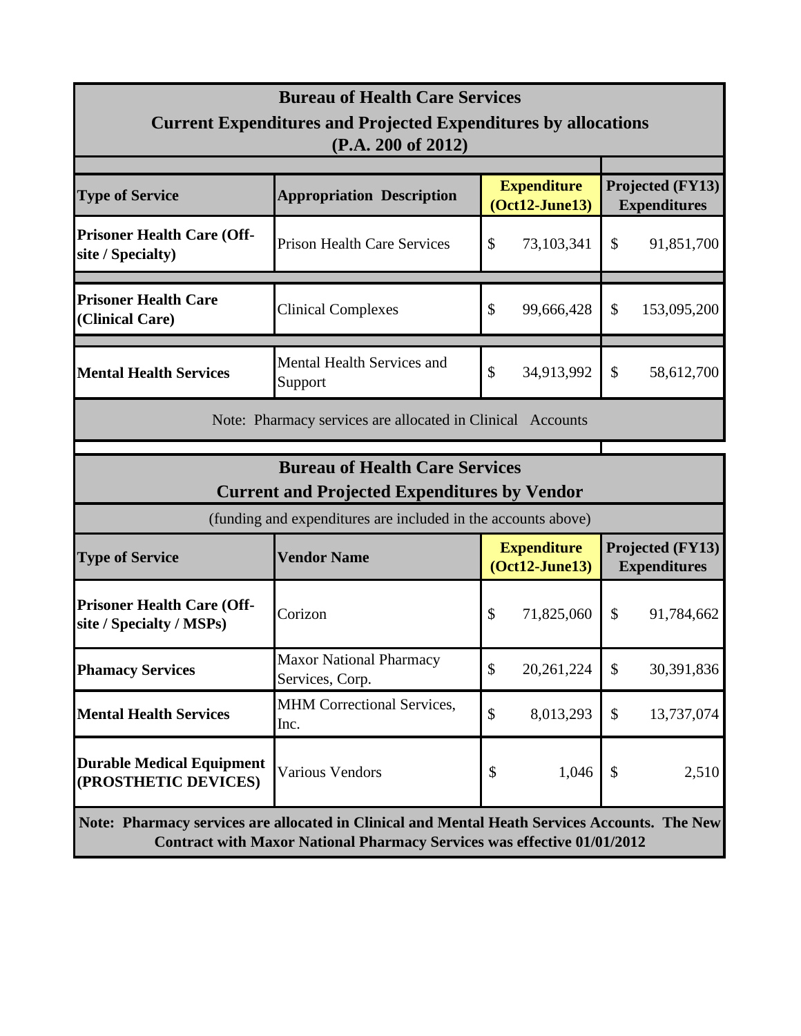## Bureau of Health Care Services
## Current Expenditures and Projected Expenditures by allocations
## (P.A. 200 of 2012)

| Type of Service | Appropriation Description | Expenditure (Oct12-June13) | Projected (FY13) Expenditures |
|---|---|---|---|
| **Prisoner Health Care (Off-site / Specialty)** | Prison Health Care Services | $ 73,103,341 | $ 91,851,700 |
| **Prisoner Health Care (Clinical Care)** | Clinical Complexes | $ 99,666,428 | $ 153,095,200 |
| **Mental Health Services** | Mental Health Services and Support | $ 34,913,992 | $ 58,612,700 |

Note: Pharmacy services are allocated in Clinical Accounts

## Bureau of Health Care Services
## Current and Projected Expenditures by Vendor

(funding and expenditures are included in the accounts above)

| Type of Service | Vendor Name | Expenditure (Oct12-June13) | Projected (FY13) Expenditures |
|---|---|---|---|
| **Prisoner Health Care (Off-site / Specialty / MSPs)** | Corizon | $ 71,825,060 | $ 91,784,662 |
| **Phamacy Services** | Maxor National Pharmacy Services, Corp. | $ 20,261,224 | $ 30,391,836 |
| **Mental Health Services** | MHM Correctional Services, Inc. | $ 8,013,293 | $ 13,737,074 |
| **Durable Medical Equipment (PROSTHETIC DEVICES)** | Various Vendors | $ 1,046 | $ 2,510 |

**Note: Pharmacy services are allocated in Clinical and Mental Heath Services Accounts. The New Contract with Maxor National Pharmacy Services was effective 01/01/2012**